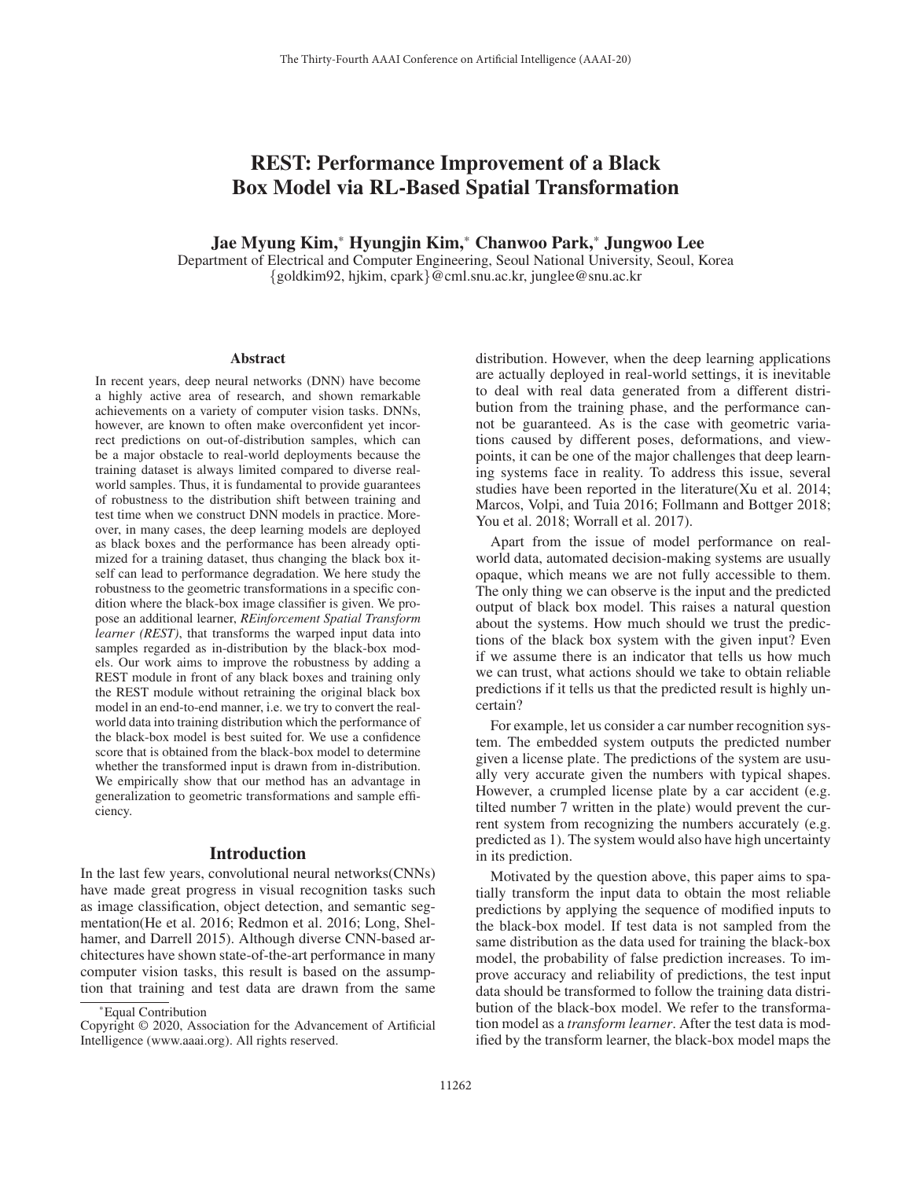# REST: Performance Improvement of a Black Box Model via RL-Based Spatial Transformation

**Jae Myung Kim,[*] Hyungjin Kim,[*] Chanwoo Park,[*] Jungwoo Lee**

Department of Electrical and Computer Engineering, Seoul National University, Seoul, Korea
{goldkim92, hjkim, cpark}@cml.snu.ac.kr, junglee@snu.ac.kr

## Abstract

In recent years, deep neural networks (DNN) have become a highly active area of research, and shown remarkable achievements on a variety of computer vision tasks. DNNs, however, are known to often make overconfident yet incorrect predictions on out-of-distribution samples, which can be a major obstacle to real-world deployments because the training dataset is always limited compared to diverse real-world samples. Thus, it is fundamental to provide guarantees of robustness to the distribution shift between training and test time when we construct DNN models in practice. Moreover, in many cases, the deep learning models are deployed as black boxes and the performance has been already optimized for a training dataset, thus changing the black box itself can lead to performance degradation. We here study the robustness to the geometric transformations in a specific condition where the black-box image classifier is given. We propose an additional learner, *REinforcement Spatial Transform learner (REST)*, that transforms the warped input data into samples regarded as in-distribution by the black-box models. Our work aims to improve the robustness by adding a REST module in front of any black boxes and training only the REST module without retraining the original black box model in an end-to-end manner, i.e. we try to convert the real-world data into training distribution which the performance of the black-box model is best suited for. We use a confidence score that is obtained from the black-box model to determine whether the transformed input is drawn from in-distribution. We empirically show that our method has an advantage in generalization to geometric transformations and sample efficiency.

## Introduction

In the last few years, convolutional neural networks(CNNs) have made great progress in visual recognition tasks such as image classification, object detection, and semantic segmentation(He et al. 2016; Redmon et al. 2016; Long, Shelhamer, and Darrell 2015). Although diverse CNN-based architectures have shown state-of-the-art performance in many computer vision tasks, this result is based on the assumption that training and test data are drawn from the same distribution. However, when the deep learning applications are actually deployed in real-world settings, it is inevitable to deal with real data generated from a different distribution from the training phase, and the performance cannot be guaranteed. As is the case with geometric variations caused by different poses, deformations, and viewpoints, it can be one of the major challenges that deep learning systems face in reality. To address this issue, several studies have been reported in the literature(Xu et al. 2014; Marcos, Volpi, and Tuia 2016; Follmann and Bottger 2018; You et al. 2018; Worrall et al. 2017).

Apart from the issue of model performance on real-world data, automated decision-making systems are usually opaque, which means we are not fully accessible to them. The only thing we can observe is the input and the predicted output of black box model. This raises a natural question about the systems. How much should we trust the predictions of the black box system with the given input? Even if we assume there is an indicator that tells us how much we can trust, what actions should we take to obtain reliable predictions if it tells us that the predicted result is highly uncertain?

For example, let us consider a car number recognition system. The embedded system outputs the predicted number given a license plate. The predictions of the system are usually very accurate given the numbers with typical shapes. However, a crumpled license plate by a car accident (e.g. tilted number 7 written in the plate) would prevent the current system from recognizing the numbers accurately (e.g. predicted as 1). The system would also have high uncertainty in its prediction.

Motivated by the question above, this paper aims to spatially transform the input data to obtain the most reliable predictions by applying the sequence of modified inputs to the black-box model. If test data is not sampled from the same distribution as the data used for training the black-box model, the probability of false prediction increases. To improve accuracy and reliability of predictions, the test input data should be transformed to follow the training data distribution of the black-box model. We refer to the transformation model as a *transform learner*. After the test data is modified by the transform learner, the black-box model maps the

[*]Equal Contribution

Copyright © 2020, Association for the Advancement of Artificial Intelligence (www.aaai.org). All rights reserved.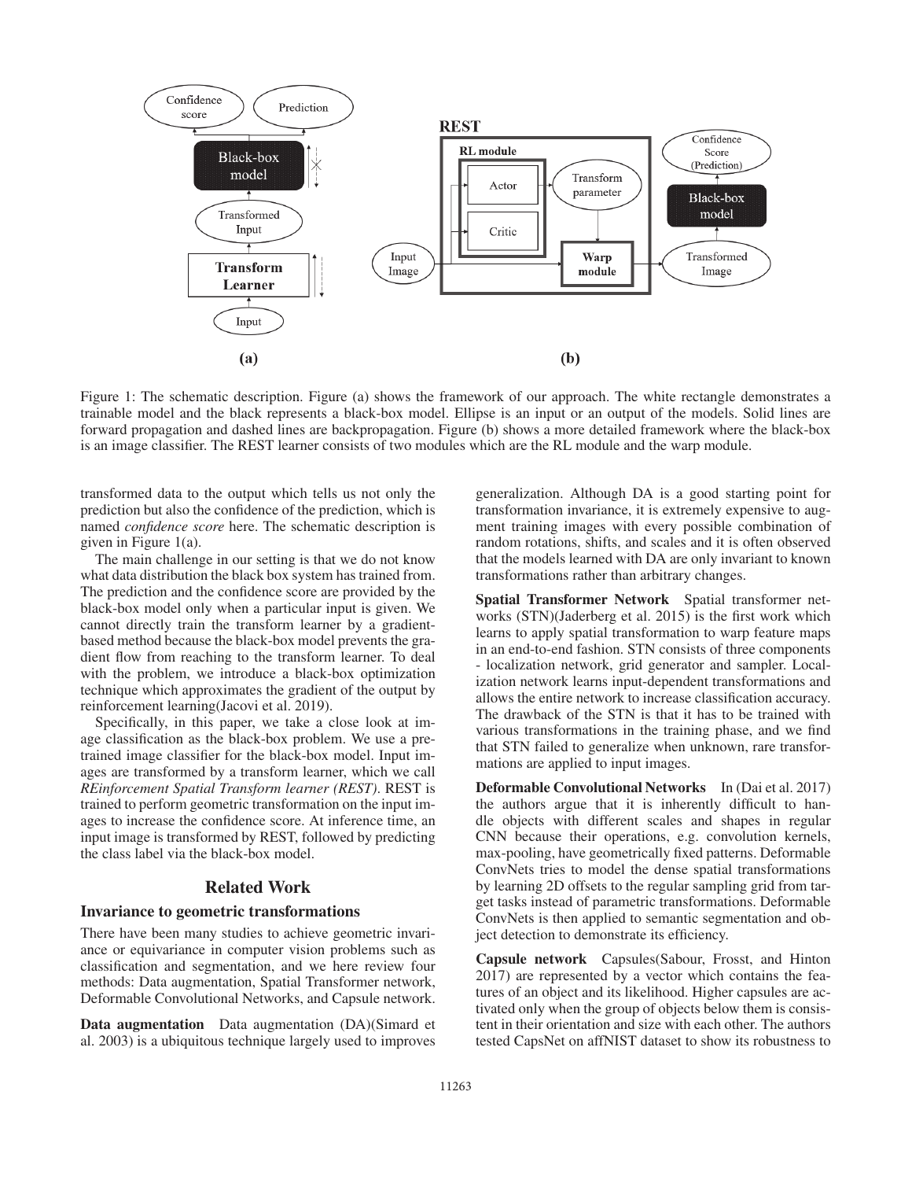Figure 1: The schematic description. Figure (a) shows the framework of our approach. The white rectangle demonstrates a trainable model and the black represents a black-box model. Ellipse is an input or an output of the models. Solid lines are forward propagation and dashed lines are backpropagation. Figure (b) shows a more detailed framework where the black-box is an image classifier. The REST learner consists of two modules which are the RL module and the warp module.

transformed data to the output which tells us not only the prediction but also the confidence of the prediction, which is named *confidence score* here. The schematic description is given in Figure 1(a).

The main challenge in our setting is that we do not know what data distribution the black box system has trained from. The prediction and the confidence score are provided by the black-box model only when a particular input is given. We cannot directly train the transform learner by a gradient-based method because the black-box model prevents the gradient flow from reaching to the transform learner. To deal with the problem, we introduce a black-box optimization technique which approximates the gradient of the output by reinforcement learning(Jacovi et al. 2019).

Specifically, in this paper, we take a close look at image classification as the black-box problem. We use a pre-trained image classifier for the black-box model. Input images are transformed by a transform learner, which we call *REinforcement Spatial Transform learner (REST)*. REST is trained to perform geometric transformation on the input images to increase the confidence score. At inference time, an input image is transformed by REST, followed by predicting the class label via the black-box model.

## Related Work

### Invariance to geometric transformations

There have been many studies to achieve geometric invariance or equivariance in computer vision problems such as classification and segmentation, and we here review four methods: Data augmentation, Spatial Transformer network, Deformable Convolutional Networks, and Capsule network.

**Data augmentation** Data augmentation (DA)(Simard et al. 2003) is a ubiquitous technique largely used to improves generalization. Although DA is a good starting point for transformation invariance, it is extremely expensive to augment training images with every possible combination of random rotations, shifts, and scales and it is often observed that the models learned with DA are only invariant to known transformations rather than arbitrary changes.

**Spatial Transformer Network** Spatial transformer networks (STN)(Jaderberg et al. 2015) is the first work which learns to apply spatial transformation to warp feature maps in an end-to-end fashion. STN consists of three components - localization network, grid generator and sampler. Localization network learns input-dependent transformations and allows the entire network to increase classification accuracy. The drawback of the STN is that it has to be trained with various transformations in the training phase, and we find that STN failed to generalize when unknown, rare transformations are applied to input images.

**Deformable Convolutional Networks** In (Dai et al. 2017) the authors argue that it is inherently difficult to handle objects with different scales and shapes in regular CNN because their operations, e.g. convolution kernels, max-pooling, have geometrically fixed patterns. Deformable ConvNets tries to model the dense spatial transformations by learning 2D offsets to the regular sampling grid from target tasks instead of parametric transformations. Deformable ConvNets is then applied to semantic segmentation and object detection to demonstrate its efficiency.

**Capsule network** Capsules(Sabour, Frosst, and Hinton 2017) are represented by a vector which contains the features of an object and its likelihood. Higher capsules are activated only when the group of objects below them is consistent in their orientation and size with each other. The authors tested CapsNet on affNIST dataset to show its robustness to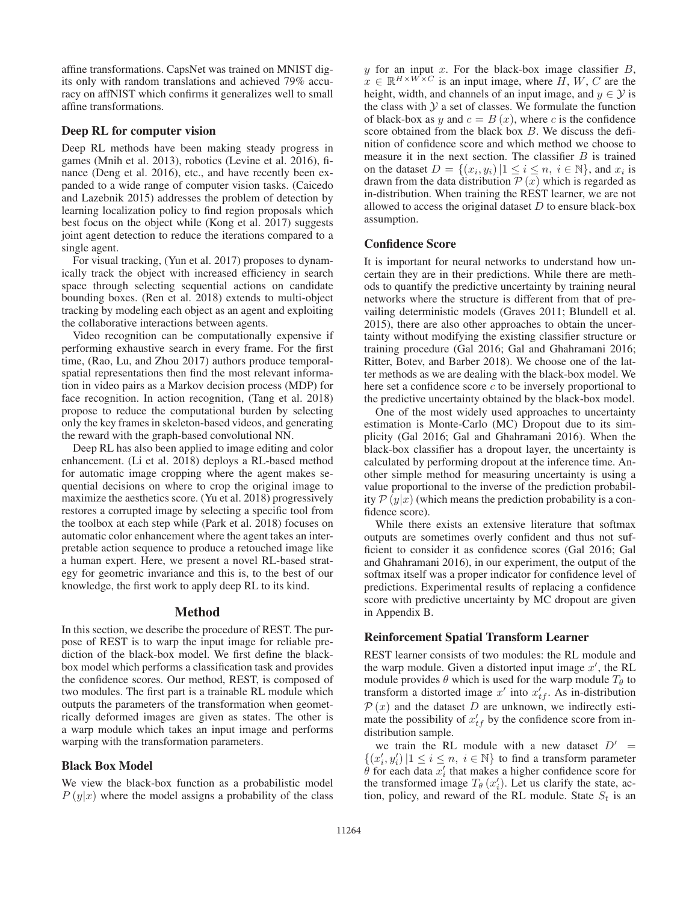affine transformations. CapsNet was trained on MNIST digits only with random translations and achieved 79% accuracy on affNIST which confirms it generalizes well to small affine transformations.

### Deep RL for computer vision

Deep RL methods have been making steady progress in games (Mnih et al. 2013), robotics (Levine et al. 2016), finance (Deng et al. 2016), etc., and have recently been expanded to a wide range of computer vision tasks. (Caicedo and Lazebnik 2015) addresses the problem of detection by learning localization policy to find region proposals which best focus on the object while (Kong et al. 2017) suggests joint agent detection to reduce the iterations compared to a single agent.

For visual tracking, (Yun et al. 2017) proposes to dynamically track the object with increased efficiency in search space through selecting sequential actions on candidate bounding boxes. (Ren et al. 2018) extends to multi-object tracking by modeling each object as an agent and exploiting the collaborative interactions between agents.

Video recognition can be computationally expensive if performing exhaustive search in every frame. For the first time, (Rao, Lu, and Zhou 2017) authors produce temporal-spatial representations then find the most relevant information in video pairs as a Markov decision process (MDP) for face recognition. In action recognition, (Tang et al. 2018) propose to reduce the computational burden by selecting only the key frames in skeleton-based videos, and generating the reward with the graph-based convolutional NN.

Deep RL has also been applied to image editing and color enhancement. (Li et al. 2018) deploys a RL-based method for automatic image cropping where the agent makes sequential decisions on where to crop the original image to maximize the aesthetics score. (Yu et al. 2018) progressively restores a corrupted image by selecting a specific tool from the toolbox at each step while (Park et al. 2018) focuses on automatic color enhancement where the agent takes an interpretable action sequence to produce a retouched image like a human expert. Here, we present a novel RL-based strategy for geometric invariance and this is, to the best of our knowledge, the first work to apply deep RL to its kind.

## Method

In this section, we describe the procedure of REST. The purpose of REST is to warp the input image for reliable prediction of the black-box model. We first define the black-box model which performs a classification task and provides the confidence scores. Our method, REST, is composed of two modules. The first part is a trainable RL module which outputs the parameters of the transformation when geometrically deformed images are given as states. The other is a warp module which takes an input image and performs warping with the transformation parameters.

### Black Box Model

We view the black-box function as a probabilistic model $P(y|x)$ where the model assigns a probability of the class $y$ for an input $x$. For the black-box image classifier $B$, $x \in \mathbb{R}^{H \times W \times C}$ is an input image, where $H$, $W$, $C$ are the height, width, and channels of an input image, and $y \in \mathcal{Y}$ is the class with $\mathcal{Y}$ a set of classes. We formulate the function of black-box as $y$ and $c = B(x)$, where $c$ is the confidence score obtained from the black box $B$. We discuss the definition of confidence score and which method we choose to measure it in the next section. The classifier $B$ is trained on the dataset $D = \{(x_i, y_i) | 1 \le i \le n,\ i \in \mathbb{N}\}$, and $x_i$ is drawn from the data distribution $\mathcal{P}(x)$ which is regarded as in-distribution. When training the REST learner, we are not allowed to access the original dataset $D$ to ensure black-box assumption.

### Confidence Score

It is important for neural networks to understand how uncertain they are in their predictions. While there are methods to quantify the predictive uncertainty by training neural networks where the structure is different from that of prevailing deterministic models (Graves 2011; Blundell et al. 2015), there are also other approaches to obtain the uncertainty without modifying the existing classifier structure or training procedure (Gal 2016; Gal and Ghahramani 2016; Ritter, Botev, and Barber 2018). We choose one of the latter methods as we are dealing with the black-box model. We here set a confidence score $c$ to be inversely proportional to the predictive uncertainty obtained by the black-box model.

One of the most widely used approaches to uncertainty estimation is Monte-Carlo (MC) Dropout due to its simplicity (Gal 2016; Gal and Ghahramani 2016). When the black-box classifier has a dropout layer, the uncertainty is calculated by performing dropout at the inference time. Another simple method for measuring uncertainty is using a value proportional to the inverse of the prediction probability $\mathcal{P}(y|x)$ (which means the prediction probability is a confidence score).

While there exists an extensive literature that softmax outputs are sometimes overly confident and thus not sufficient to consider it as confidence scores (Gal 2016; Gal and Ghahramani 2016), in our experiment, the output of the softmax itself was a proper indicator for confidence level of predictions. Experimental results of replacing a confidence score with predictive uncertainty by MC dropout are given in Appendix B.

### Reinforcement Spatial Transform Learner

REST learner consists of two modules: the RL module and the warp module. Given a distorted input image $x'$, the RL module provides $\theta$ which is used for the warp module $T_\theta$ to transform a distorted image $x'$ into $x'_{tf}$. As in-distribution $\mathcal{P}(x)$ and the dataset $D$ are unknown, we indirectly estimate the possibility of $x'_{tf}$ by the confidence score from in-distribution sample.

we train the RL module with a new dataset $D' = \{(x'_i, y'_i) | 1 \le i \le n,\ i \in \mathbb{N}\}$ to find a transform parameter $\theta$ for each data $x'_i$ that makes a higher confidence score for the transformed image $T_\theta(x'_i)$. Let us clarify the state, action, policy, and reward of the RL module. State $S_t$ is an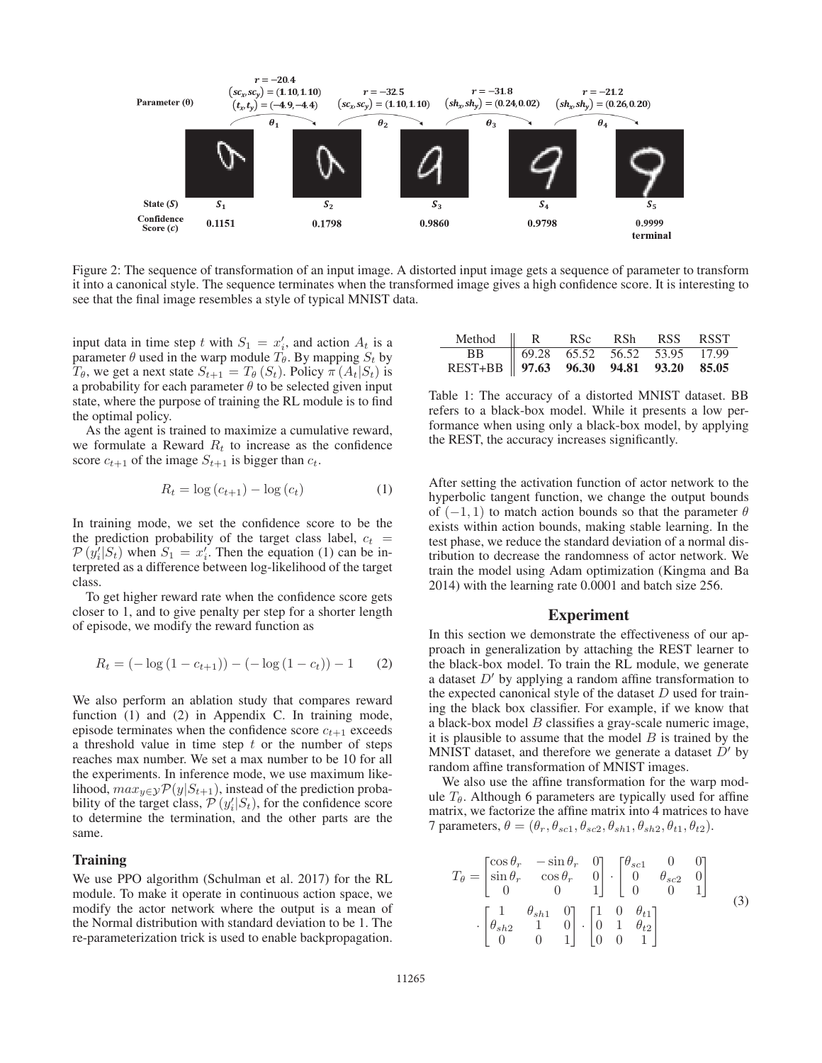Figure 2: The sequence of transformation of an input image. A distorted input image gets a sequence of parameter to transform it into a canonical style. The sequence terminates when the transformed image gives a high confidence score. It is interesting to see that the final image resembles a style of typical MNIST data.

input data in time step $t$ with $S_1 = x_i'$, and action $A_t$ is a parameter $\theta$ used in the warp module $T_\theta$. By mapping $S_t$ by $T_\theta$, we get a next state $S_{t+1} = T_\theta(S_t)$. Policy $\pi(A_t|S_t)$ is a probability for each parameter $\theta$ to be selected given input state, where the purpose of training the RL module is to find the optimal policy.

As the agent is trained to maximize a cumulative reward, we formulate a Reward $R_t$ to increase as the confidence score $c_{t+1}$ of the image $S_{t+1}$ is bigger than $c_t$.

$$R_t = \log(c_{t+1}) - \log(c_t) \tag{1}$$

In training mode, we set the confidence score to be the the prediction probability of the target class label, $c_t = \mathcal{P}(y_i'|S_t)$ when $S_1 = x_i'$. Then the equation (1) can be interpreted as a difference between log-likelihood of the target class.

To get higher reward rate when the confidence score gets closer to 1, and to give penalty per step for a shorter length of episode, we modify the reward function as

$$R_t = (-\log(1 - c_{t+1})) - (-\log(1 - c_t)) - 1 \tag{2}$$

We also perform an ablation study that compares reward function (1) and (2) in Appendix C. In training mode, episode terminates when the confidence score $c_{t+1}$ exceeds a threshold value in time step $t$ or the number of steps reaches max number. We set a max number to be 10 for all the experiments. In inference mode, we use maximum likelihood, $max_{y \in \mathcal{Y}} \mathcal{P}(y|S_{t+1})$, instead of the prediction probability of the target class, $\mathcal{P}(y_i'|S_t)$, for the confidence score to determine the termination, and the other parts are the same.

### Training

We use PPO algorithm (Schulman et al. 2017) for the RL module. To make it operate in continuous action space, we modify the actor network where the output is a mean of the Normal distribution with standard deviation to be 1. The re-parameterization trick is used to enable backpropagation. After setting the activation function of actor network to the hyperbolic tangent function, we change the output bounds of $(-1, 1)$ to match action bounds so that the parameter $\theta$ exists within action bounds, making stable learning. In the test phase, we reduce the standard deviation of a normal distribution to decrease the randomness of actor network. We train the model using Adam optimization (Kingma and Ba 2014) with the learning rate 0.0001 and batch size 256.

| Method | R | RSc | RSh | RSS | RSST |
|---|---|---|---|---|---|
| BB | 69.28 | 65.52 | 56.52 | 53.95 | 17.99 |
| REST+BB | **97.63** | **96.30** | **94.81** | **93.20** | **85.05** |

Table 1: The accuracy of a distorted MNIST dataset. BB refers to a black-box model. While it presents a low performance when using only a black-box model, by applying the REST, the accuracy increases significantly.

## Experiment

In this section we demonstrate the effectiveness of our approach in generalization by attaching the REST learner to the black-box model. To train the RL module, we generate a dataset $D'$ by applying a random affine transformation to the expected canonical style of the dataset $D$ used for training the black box classifier. For example, if we know that a black-box model $B$ classifies a gray-scale numeric image, it is plausible to assume that the model $B$ is trained by the MNIST dataset, and therefore we generate a dataset $D'$ by random affine transformation of MNIST images.

We also use the affine transformation for the warp module $T_\theta$. Although 6 parameters are typically used for affine matrix, we factorize the affine matrix into 4 matrices to have 7 parameters, $\theta = (\theta_r, \theta_{sc1}, \theta_{sc2}, \theta_{sh1}, \theta_{sh2}, \theta_{t1}, \theta_{t2})$.

$$T_\theta = \begin{bmatrix} \cos\theta_r & -\sin\theta_r & 0 \\ \sin\theta_r & \cos\theta_r & 0 \\ 0 & 0 & 1 \end{bmatrix} \cdot \begin{bmatrix} \theta_{sc1} & 0 & 0 \\ 0 & \theta_{sc2} & 0 \\ 0 & 0 & 1 \end{bmatrix} \cdot \begin{bmatrix} 1 & \theta_{sh1} & 0 \\ \theta_{sh2} & 1 & 0 \\ 0 & 0 & 1 \end{bmatrix} \cdot \begin{bmatrix} 1 & 0 & \theta_{t1} \\ 0 & 1 & \theta_{t2} \\ 0 & 0 & 1 \end{bmatrix} \tag{3}$$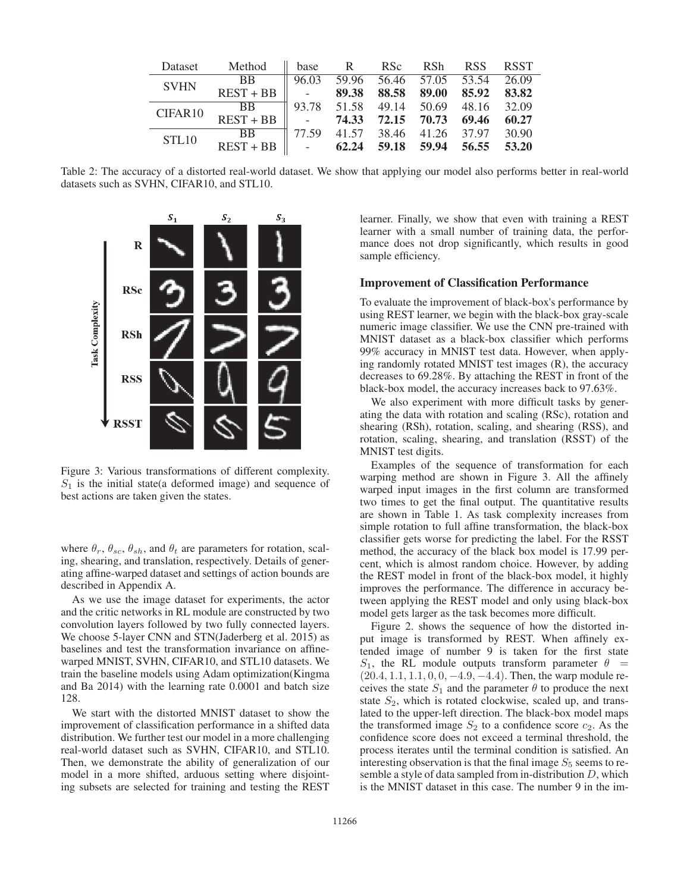| Dataset | Method | base | R | RSc | RSh | RSS | RSST |
|---|---|---|---|---|---|---|---|
| SVHN | BB | 96.03 | 59.96 | 56.46 | 57.05 | 53.54 | 26.09 |
| | REST + BB | - | **89.38** | **88.58** | **89.00** | **85.92** | **83.82** |
| CIFAR10 | BB | 93.78 | 51.58 | 49.14 | 50.69 | 48.16 | 32.09 |
| | REST + BB | - | **74.33** | **72.15** | **70.73** | **69.46** | **60.27** |
| STL10 | BB | 77.59 | 41.57 | 38.46 | 41.26 | 37.97 | 30.90 |
| | REST + BB | - | **62.24** | **59.18** | **59.94** | **56.55** | **53.20** |

Table 2: The accuracy of a distorted real-world dataset. We show that applying our model also performs better in real-world datasets such as SVHN, CIFAR10, and STL10.

Figure 3: Various transformations of different complexity. $S_1$ is the initial state(a deformed image) and sequence of best actions are taken given the states.

where $\theta_r$, $\theta_{sc}$, $\theta_{sh}$, and $\theta_t$ are parameters for rotation, scaling, shearing, and translation, respectively. Details of generating affine-warped dataset and settings of action bounds are described in Appendix A.

As we use the image dataset for experiments, the actor and the critic networks in RL module are constructed by two convolution layers followed by two fully connected layers. We choose 5-layer CNN and STN(Jaderberg et al. 2015) as baselines and test the transformation invariance on affine-warped MNIST, SVHN, CIFAR10, and STL10 datasets. We train the baseline models using Adam optimization(Kingma and Ba 2014) with the learning rate 0.0001 and batch size 128.

We start with the distorted MNIST dataset to show the improvement of classification performance in a shifted data distribution. We further test our model in a more challenging real-world dataset such as SVHN, CIFAR10, and STL10. Then, we demonstrate the ability of generalization of our model in a more shifted, arduous setting where disjointing subsets are selected for training and testing the REST learner. Finally, we show that even with training a REST learner with a small number of training data, the performance does not drop significantly, which results in good sample efficiency.

### Improvement of Classification Performance

To evaluate the improvement of black-box's performance by using REST learner, we begin with the black-box gray-scale numeric image classifier. We use the CNN pre-trained with MNIST dataset as a black-box classifier which performs 99% accuracy in MNIST test data. However, when applying randomly rotated MNIST test images (R), the accuracy decreases to 69.28%. By attaching the REST in front of the black-box model, the accuracy increases back to 97.63%.

We also experiment with more difficult tasks by generating the data with rotation and scaling (RSc), rotation and shearing (RSh), rotation, scaling, and shearing (RSS), and rotation, scaling, shearing, and translation (RSST) of the MNIST test digits.

Examples of the sequence of transformation for each warping method are shown in Figure 3. All the affinely warped input images in the first column are transformed two times to get the final output. The quantitative results are shown in Table 1. As task complexity increases from simple rotation to full affine transformation, the black-box classifier gets worse for predicting the label. For the RSST method, the accuracy of the black box model is 17.99 percent, which is almost random choice. However, by adding the REST model in front of the black-box model, it highly improves the performance. The difference in accuracy between applying the REST model and only using black-box model gets larger as the task becomes more difficult.

Figure 2. shows the sequence of how the distorted input image is transformed by REST. When affinely extended image of number 9 is taken for the first state $S_1$, the RL module outputs transform parameter $\theta = (20.4, 1.1, 1.1, 0, 0, -4.9, -4.4)$. Then, the warp module receives the state $S_1$ and the parameter $\theta$ to produce the next state $S_2$, which is rotated clockwise, scaled up, and translated to the upper-left direction. The black-box model maps the transformed image $S_2$ to a confidence score $c_2$. As the confidence score does not exceed a terminal threshold, the process iterates until the terminal condition is satisfied. An interesting observation is that the final image $S_5$ seems to resemble a style of data sampled from in-distribution $D$, which is the MNIST dataset in this case. The number 9 in the im-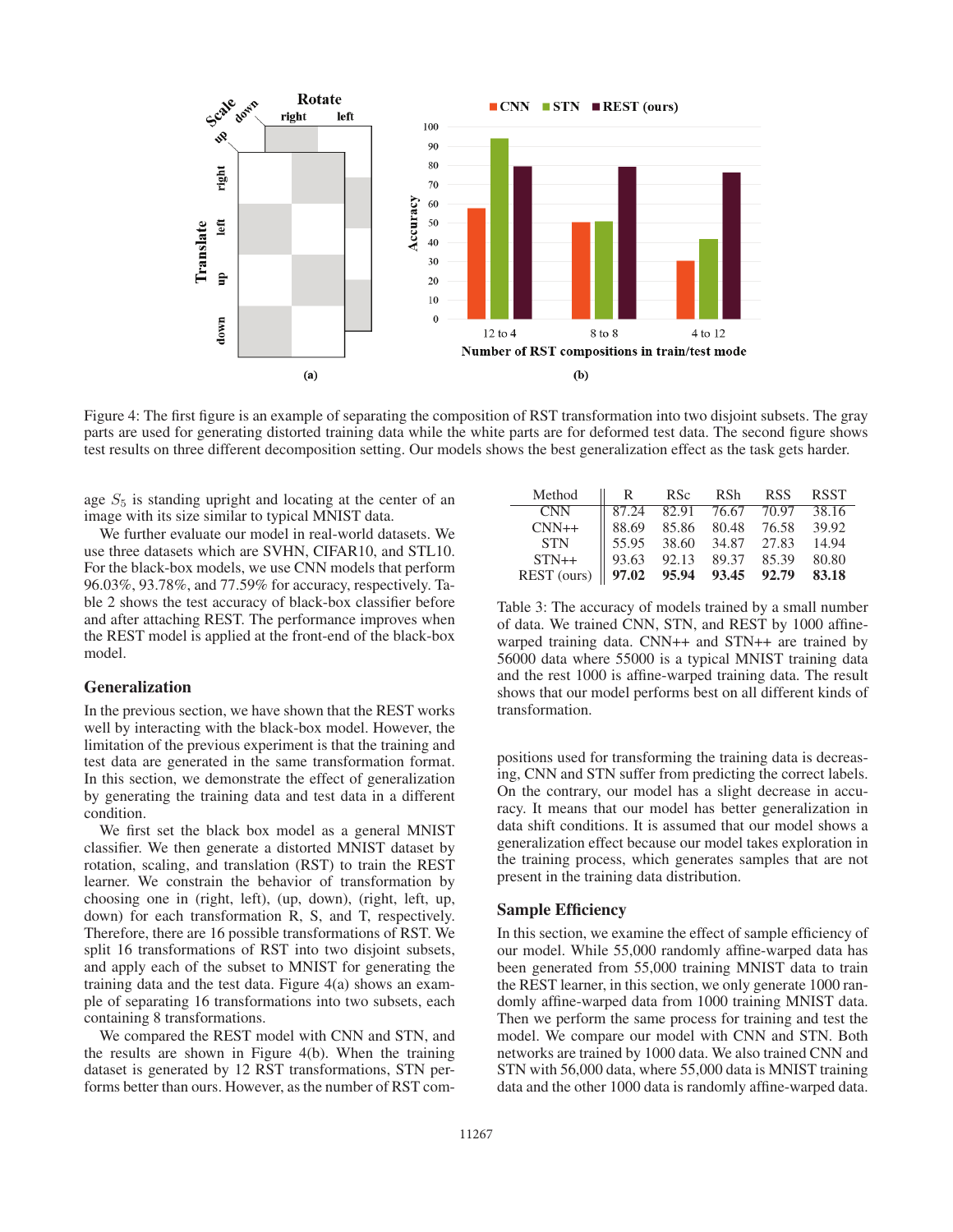Figure 4: The first figure is an example of separating the composition of RST transformation into two disjoint subsets. The gray parts are used for generating distorted training data while the white parts are for deformed test data. The second figure shows test results on three different decomposition setting. Our models shows the best generalization effect as the task gets harder.

age $S_5$ is standing upright and locating at the center of an image with its size similar to typical MNIST data.

We further evaluate our model in real-world datasets. We use three datasets which are SVHN, CIFAR10, and STL10. For the black-box models, we use CNN models that perform 96.03%, 93.78%, and 77.59% for accuracy, respectively. Table 2 shows the test accuracy of black-box classifier before and after attaching REST. The performance improves when the REST model is applied at the front-end of the black-box model.

## Generalization

In the previous section, we have shown that the REST works well by interacting with the black-box model. However, the limitation of the previous experiment is that the training and test data are generated in the same transformation format. In this section, we demonstrate the effect of generalization by generating the training data and test data in a different condition.

We first set the black box model as a general MNIST classifier. We then generate a distorted MNIST dataset by rotation, scaling, and translation (RST) to train the REST learner. We constrain the behavior of transformation by choosing one in (right, left), (up, down), (right, left, up, down) for each transformation R, S, and T, respectively. Therefore, there are 16 possible transformations of RST. We split 16 transformations of RST into two disjoint subsets, and apply each of the subset to MNIST for generating the training data and the test data. Figure 4(a) shows an example of separating 16 transformations into two subsets, each containing 8 transformations.

We compared the REST model with CNN and STN, and the results are shown in Figure 4(b). When the training dataset is generated by 12 RST transformations, STN performs better than ours. However, as the number of RST compositions used for transforming the training data is decreasing, CNN and STN suffer from predicting the correct labels. On the contrary, our model has a slight decrease in accuracy. It means that our model has better generalization in data shift conditions. It is assumed that our model shows a generalization effect because our model takes exploration in the training process, which generates samples that are not present in the training data distribution.

| Method | R | RSc | RSh | RSS | RSST |
|---|---|---|---|---|---|
| CNN | 87.24 | 82.91 | 76.67 | 70.97 | 38.16 |
| CNN++ | 88.69 | 85.86 | 80.48 | 76.58 | 39.92 |
| STN | 55.95 | 38.60 | 34.87 | 27.83 | 14.94 |
| STN++ | 93.63 | 92.13 | 89.37 | 85.39 | 80.80 |
| REST (ours) | **97.02** | **95.94** | **93.45** | **92.79** | **83.18** |

Table 3: The accuracy of models trained by a small number of data. We trained CNN, STN, and REST by 1000 affine-warped training data. CNN++ and STN++ are trained by 56000 data where 55000 is a typical MNIST training data and the rest 1000 is affine-warped training data. The result shows that our model performs best on all different kinds of transformation.

## Sample Efficiency

In this section, we examine the effect of sample efficiency of our model. While 55,000 randomly affine-warped data has been generated from 55,000 training MNIST data to train the REST learner, in this section, we only generate 1000 randomly affine-warped data from 1000 training MNIST data. Then we perform the same process for training and test the model. We compare our model with CNN and STN. Both networks are trained by 1000 data. We also trained CNN and STN with 56,000 data, where 55,000 data is MNIST training data and the other 1000 data is randomly affine-warped data.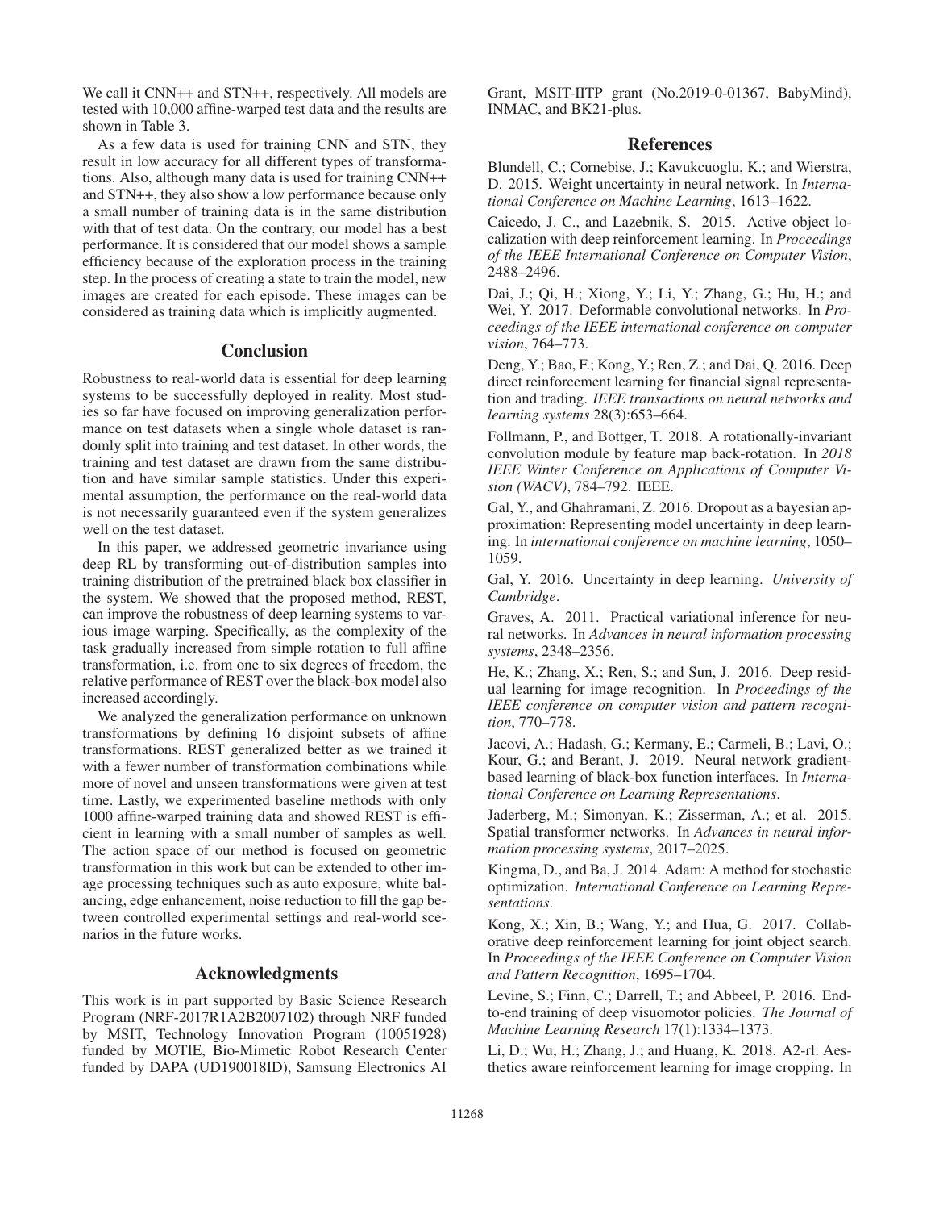We call it CNN++ and STN++, respectively. All models are tested with 10,000 affine-warped test data and the results are shown in Table 3.

As a few data is used for training CNN and STN, they result in low accuracy for all different types of transformations. Also, although many data is used for training CNN++ and STN++, they also show a low performance because only a small number of training data is in the same distribution with that of test data. On the contrary, our model has a best performance. It is considered that our model shows a sample efficiency because of the exploration process in the training step. In the process of creating a state to train the model, new images are created for each episode. These images can be considered as training data which is implicitly augmented.

## Conclusion

Robustness to real-world data is essential for deep learning systems to be successfully deployed in reality. Most studies so far have focused on improving generalization performance on test datasets when a single whole dataset is randomly split into training and test dataset. In other words, the training and test dataset are drawn from the same distribution and have similar sample statistics. Under this experimental assumption, the performance on the real-world data is not necessarily guaranteed even if the system generalizes well on the test dataset.

In this paper, we addressed geometric invariance using deep RL by transforming out-of-distribution samples into training distribution of the pretrained black box classifier in the system. We showed that the proposed method, REST, can improve the robustness of deep learning systems to various image warping. Specifically, as the complexity of the task gradually increased from simple rotation to full affine transformation, i.e. from one to six degrees of freedom, the relative performance of REST over the black-box model also increased accordingly.

We analyzed the generalization performance on unknown transformations by defining 16 disjoint subsets of affine transformations. REST generalized better as we trained it with a fewer number of transformation combinations while more of novel and unseen transformations were given at test time. Lastly, we experimented baseline methods with only 1000 affine-warped training data and showed REST is efficient in learning with a small number of samples as well. The action space of our method is focused on geometric transformation in this work but can be extended to other image processing techniques such as auto exposure, white balancing, edge enhancement, noise reduction to fill the gap between controlled experimental settings and real-world scenarios in the future works.

## Acknowledgments

This work is in part supported by Basic Science Research Program (NRF-2017R1A2B2007102) through NRF funded by MSIT, Technology Innovation Program (10051928) funded by MOTIE, Bio-Mimetic Robot Research Center funded by DAPA (UD190018ID), Samsung Electronics AI Grant, MSIT-IITP grant (No.2019-0-01367, BabyMind), INMAC, and BK21-plus.

## References

Blundell, C.; Cornebise, J.; Kavukcuoglu, K.; and Wierstra, D. 2015. Weight uncertainty in neural network. In *International Conference on Machine Learning*, 1613–1622.

Caicedo, J. C., and Lazebnik, S. 2015. Active object localization with deep reinforcement learning. In *Proceedings of the IEEE International Conference on Computer Vision*, 2488–2496.

Dai, J.; Qi, H.; Xiong, Y.; Li, Y.; Zhang, G.; Hu, H.; and Wei, Y. 2017. Deformable convolutional networks. In *Proceedings of the IEEE international conference on computer vision*, 764–773.

Deng, Y.; Bao, F.; Kong, Y.; Ren, Z.; and Dai, Q. 2016. Deep direct reinforcement learning for financial signal representation and trading. *IEEE transactions on neural networks and learning systems* 28(3):653–664.

Follmann, P., and Bottger, T. 2018. A rotationally-invariant convolution module by feature map back-rotation. In *2018 IEEE Winter Conference on Applications of Computer Vision (WACV)*, 784–792. IEEE.

Gal, Y., and Ghahramani, Z. 2016. Dropout as a bayesian approximation: Representing model uncertainty in deep learning. In *international conference on machine learning*, 1050–1059.

Gal, Y. 2016. Uncertainty in deep learning. *University of Cambridge*.

Graves, A. 2011. Practical variational inference for neural networks. In *Advances in neural information processing systems*, 2348–2356.

He, K.; Zhang, X.; Ren, S.; and Sun, J. 2016. Deep residual learning for image recognition. In *Proceedings of the IEEE conference on computer vision and pattern recognition*, 770–778.

Jacovi, A.; Hadash, G.; Kermany, E.; Carmeli, B.; Lavi, O.; Kour, G.; and Berant, J. 2019. Neural network gradient-based learning of black-box function interfaces. In *International Conference on Learning Representations*.

Jaderberg, M.; Simonyan, K.; Zisserman, A.; et al. 2015. Spatial transformer networks. In *Advances in neural information processing systems*, 2017–2025.

Kingma, D., and Ba, J. 2014. Adam: A method for stochastic optimization. *International Conference on Learning Representations*.

Kong, X.; Xin, B.; Wang, Y.; and Hua, G. 2017. Collaborative deep reinforcement learning for joint object search. In *Proceedings of the IEEE Conference on Computer Vision and Pattern Recognition*, 1695–1704.

Levine, S.; Finn, C.; Darrell, T.; and Abbeel, P. 2016. End-to-end training of deep visuomotor policies. *The Journal of Machine Learning Research* 17(1):1334–1373.

Li, D.; Wu, H.; Zhang, J.; and Huang, K. 2018. A2-rl: Aesthetics aware reinforcement learning for image cropping. In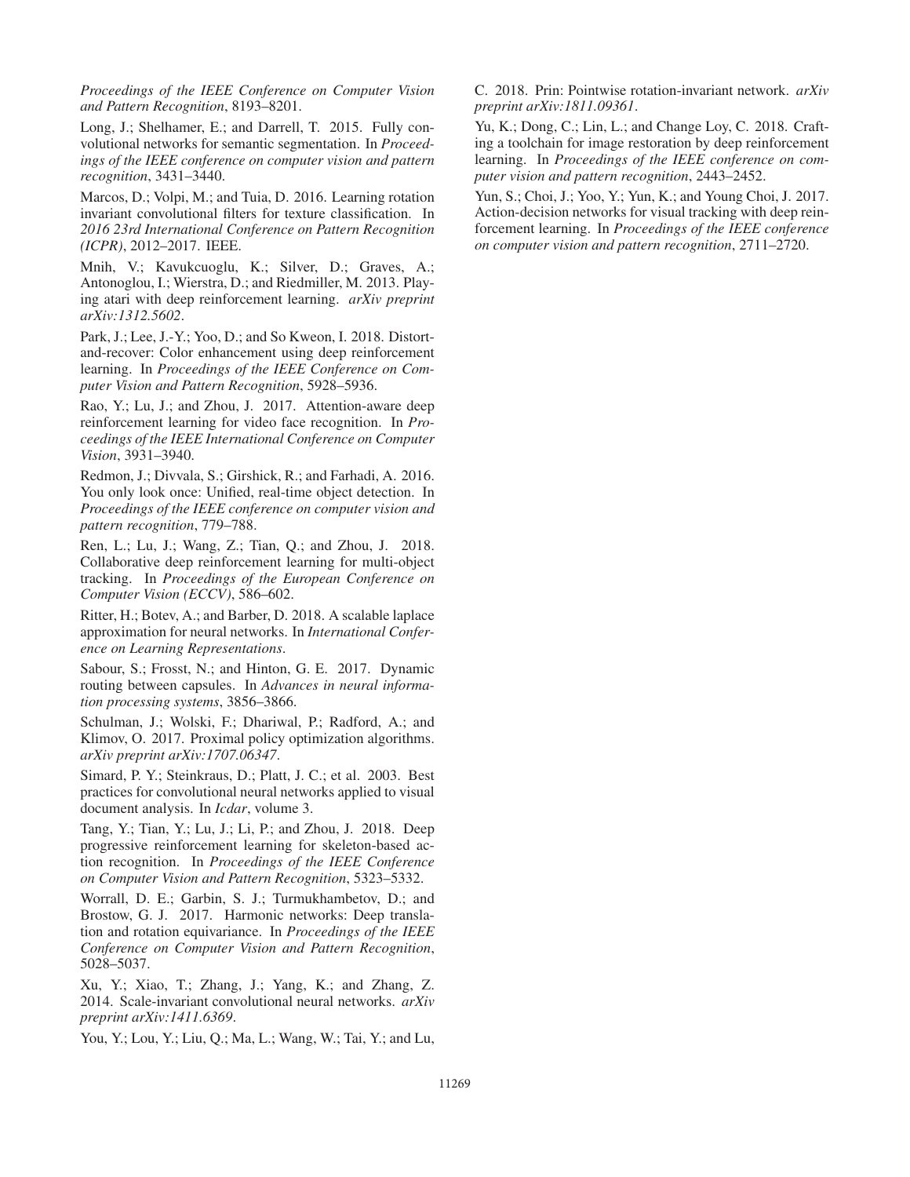*Proceedings of the IEEE Conference on Computer Vision and Pattern Recognition*, 8193–8201.

Long, J.; Shelhamer, E.; and Darrell, T. 2015. Fully convolutional networks for semantic segmentation. In *Proceedings of the IEEE conference on computer vision and pattern recognition*, 3431–3440.

Marcos, D.; Volpi, M.; and Tuia, D. 2016. Learning rotation invariant convolutional filters for texture classification. In *2016 23rd International Conference on Pattern Recognition (ICPR)*, 2012–2017. IEEE.

Mnih, V.; Kavukcuoglu, K.; Silver, D.; Graves, A.; Antonoglou, I.; Wierstra, D.; and Riedmiller, M. 2013. Playing atari with deep reinforcement learning. *arXiv preprint arXiv:1312.5602*.

Park, J.; Lee, J.-Y.; Yoo, D.; and So Kweon, I. 2018. Distort-and-recover: Color enhancement using deep reinforcement learning. In *Proceedings of the IEEE Conference on Computer Vision and Pattern Recognition*, 5928–5936.

Rao, Y.; Lu, J.; and Zhou, J. 2017. Attention-aware deep reinforcement learning for video face recognition. In *Proceedings of the IEEE International Conference on Computer Vision*, 3931–3940.

Redmon, J.; Divvala, S.; Girshick, R.; and Farhadi, A. 2016. You only look once: Unified, real-time object detection. In *Proceedings of the IEEE conference on computer vision and pattern recognition*, 779–788.

Ren, L.; Lu, J.; Wang, Z.; Tian, Q.; and Zhou, J. 2018. Collaborative deep reinforcement learning for multi-object tracking. In *Proceedings of the European Conference on Computer Vision (ECCV)*, 586–602.

Ritter, H.; Botev, A.; and Barber, D. 2018. A scalable laplace approximation for neural networks. In *International Conference on Learning Representations*.

Sabour, S.; Frosst, N.; and Hinton, G. E. 2017. Dynamic routing between capsules. In *Advances in neural information processing systems*, 3856–3866.

Schulman, J.; Wolski, F.; Dhariwal, P.; Radford, A.; and Klimov, O. 2017. Proximal policy optimization algorithms. *arXiv preprint arXiv:1707.06347*.

Simard, P. Y.; Steinkraus, D.; Platt, J. C.; et al. 2003. Best practices for convolutional neural networks applied to visual document analysis. In *Icdar*, volume 3.

Tang, Y.; Tian, Y.; Lu, J.; Li, P.; and Zhou, J. 2018. Deep progressive reinforcement learning for skeleton-based action recognition. In *Proceedings of the IEEE Conference on Computer Vision and Pattern Recognition*, 5323–5332.

Worrall, D. E.; Garbin, S. J.; Turmukhambetov, D.; and Brostow, G. J. 2017. Harmonic networks: Deep translation and rotation equivariance. In *Proceedings of the IEEE Conference on Computer Vision and Pattern Recognition*, 5028–5037.

Xu, Y.; Xiao, T.; Zhang, J.; Yang, K.; and Zhang, Z. 2014. Scale-invariant convolutional neural networks. *arXiv preprint arXiv:1411.6369*.

You, Y.; Lou, Y.; Liu, Q.; Ma, L.; Wang, W.; Tai, Y.; and Lu, C. 2018. Prin: Pointwise rotation-invariant network. *arXiv preprint arXiv:1811.09361*.

Yu, K.; Dong, C.; Lin, L.; and Change Loy, C. 2018. Crafting a toolchain for image restoration by deep reinforcement learning. In *Proceedings of the IEEE conference on computer vision and pattern recognition*, 2443–2452.

Yun, S.; Choi, J.; Yoo, Y.; Yun, K.; and Young Choi, J. 2017. Action-decision networks for visual tracking with deep reinforcement learning. In *Proceedings of the IEEE conference on computer vision and pattern recognition*, 2711–2720.